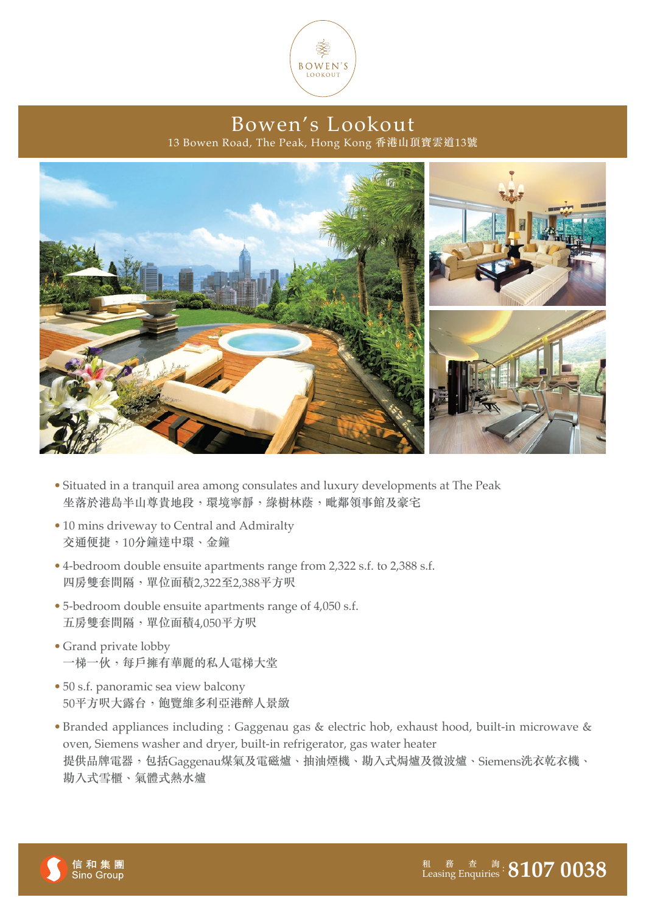BOWEN'S LOOKOUT

# Bowen's Lookout

13 Bowen Road, The Peak, Hong Kong 香港山頂寶雲道13號

- Situated in a tranquil area among consulates and luxury developments at The Peak
  坐落於港島半山尊貴地段，環境寧靜，綠樹林蔭，毗鄰領事館及豪宅
- 10 mins driveway to Central and Admiralty
  交通便捷，10分鐘達中環、金鐘
- 4-bedroom double ensuite apartments range from 2,322 s.f. to 2,388 s.f.
  四房雙套間隔，單位面積2,322至2,388平方呎
- 5-bedroom double ensuite apartments range of 4,050 s.f.
  五房雙套間隔，單位面積4,050平方呎
- Grand private lobby
  一梯一伙，每戶擁有華麗的私人電梯大堂
- 50 s.f. panoramic sea view balcony
  50平方呎大露台，飽覽維多利亞港醉人景緻
- Branded appliances including : Gaggenau gas & electric hob, exhaust hood, built-in microwave & oven, Siemens washer and dryer, built-in refrigerator, gas water heater
  提供品牌電器，包括Gaggenau煤氣及電磁爐、抽油煙機、嵌入式焗爐及微波爐、Siemens洗衣乾衣機、嵌入式雪櫃、氣體式熱水爐

信和集團 Sino Group

租務查詢 Leasing Enquiries : 8107 0038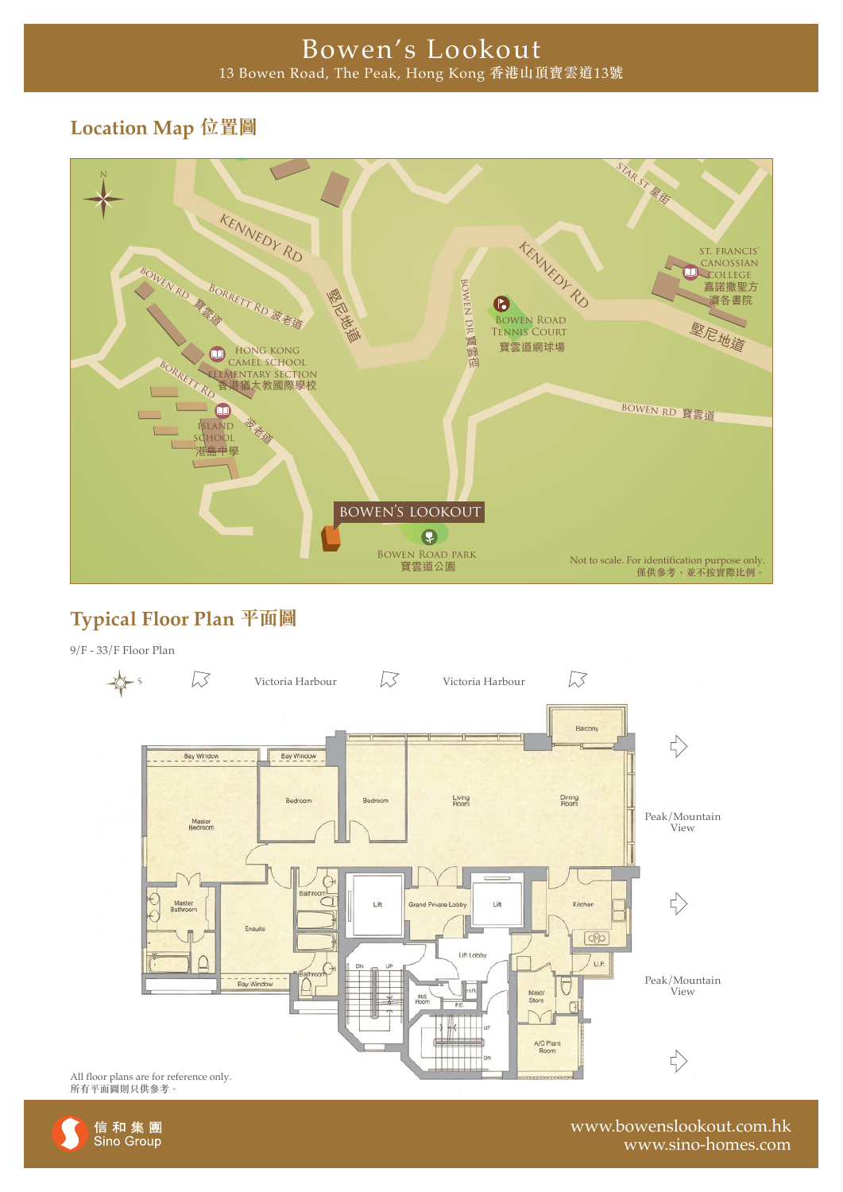# Bowen's Lookout

13 Bowen Road, The Peak, Hong Kong 香港山頂寶雲道13號

## Location Map 位置圖

Not to scale. For identification purpose only.
僅供參考，並不按實際比例。

## Typical Floor Plan 平面圖

9/F - 33/F Floor Plan

All floor plans are for reference only.
所有平面圖則只供參考。

信和集團 Sino Group

www.bowenslookout.com.hk
www.sino-homes.com